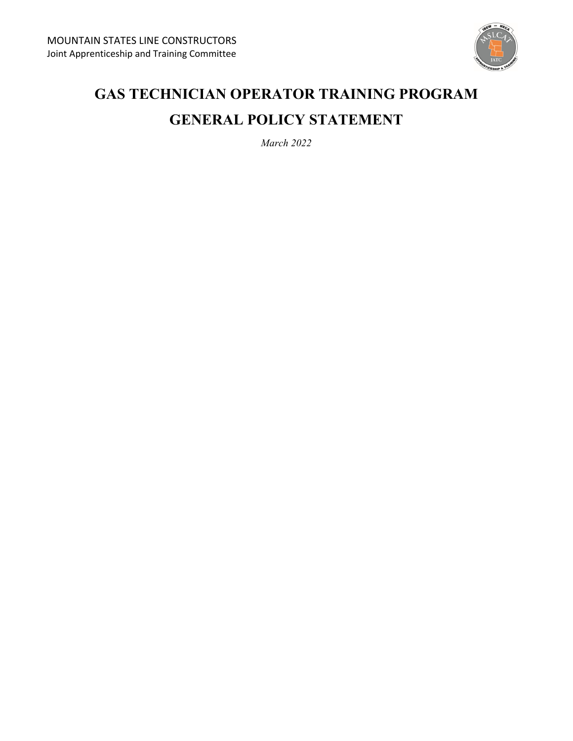MOUNTAIN STATES LINE CONSTRUCTORS
Joint Apprenticeship and Training Committee

# GAS TECHNICIAN OPERATOR TRAINING PROGRAM

# GENERAL POLICY STATEMENT

*March 2022*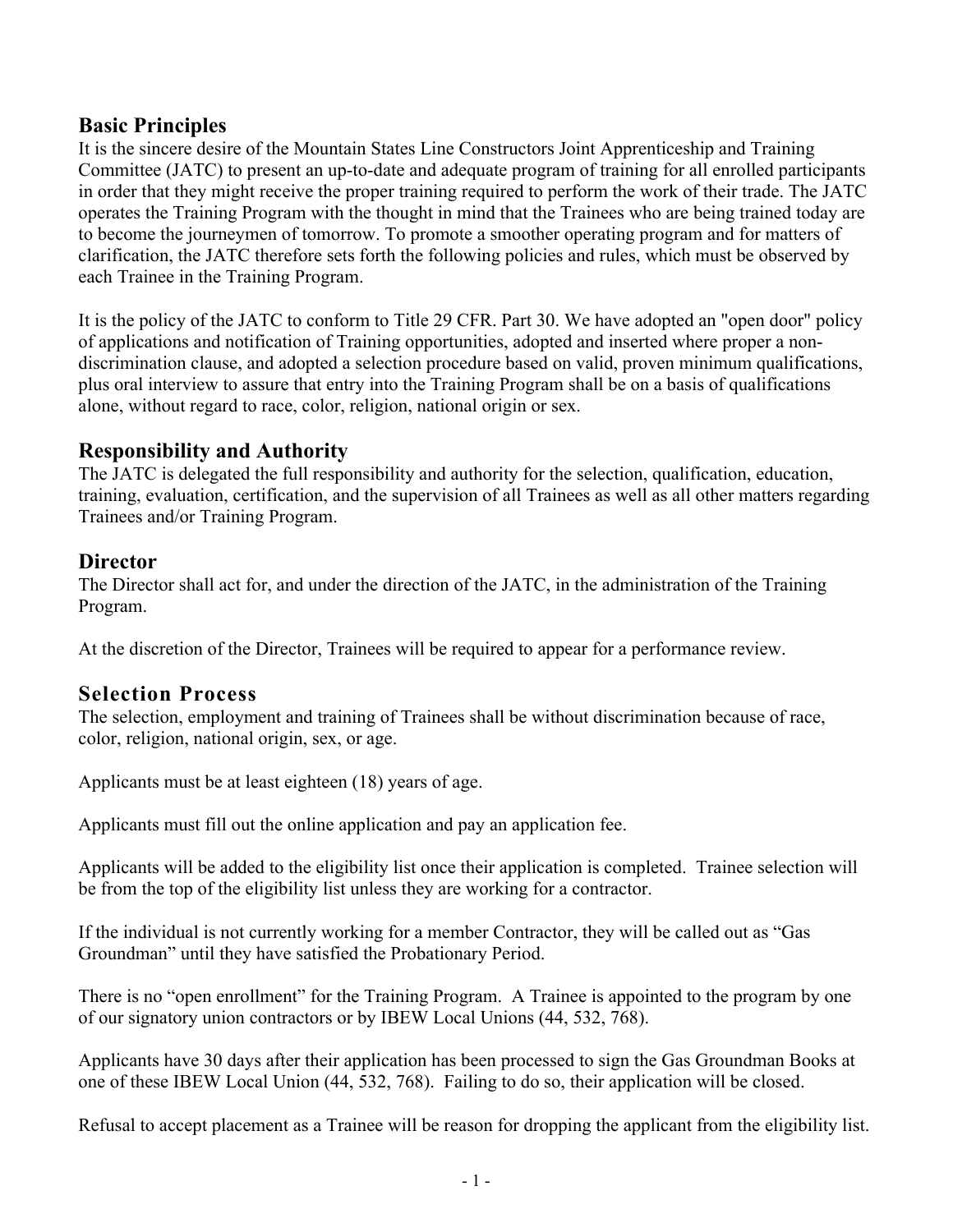## Basic Principles

It is the sincere desire of the Mountain States Line Constructors Joint Apprenticeship and Training Committee (JATC) to present an up-to-date and adequate program of training for all enrolled participants in order that they might receive the proper training required to perform the work of their trade. The JATC operates the Training Program with the thought in mind that the Trainees who are being trained today are to become the journeymen of tomorrow. To promote a smoother operating program and for matters of clarification, the JATC therefore sets forth the following policies and rules, which must be observed by each Trainee in the Training Program.

It is the policy of the JATC to conform to Title 29 CFR. Part 30. We have adopted an "open door" policy of applications and notification of Training opportunities, adopted and inserted where proper a non-discrimination clause, and adopted a selection procedure based on valid, proven minimum qualifications, plus oral interview to assure that entry into the Training Program shall be on a basis of qualifications alone, without regard to race, color, religion, national origin or sex.

## Responsibility and Authority

The JATC is delegated the full responsibility and authority for the selection, qualification, education, training, evaluation, certification, and the supervision of all Trainees as well as all other matters regarding Trainees and/or Training Program.

## Director

The Director shall act for, and under the direction of the JATC, in the administration of the Training Program.

At the discretion of the Director, Trainees will be required to appear for a performance review.

## Selection Process

The selection, employment and training of Trainees shall be without discrimination because of race, color, religion, national origin, sex, or age.

Applicants must be at least eighteen (18) years of age.

Applicants must fill out the online application and pay an application fee.

Applicants will be added to the eligibility list once their application is completed. Trainee selection will be from the top of the eligibility list unless they are working for a contractor.

If the individual is not currently working for a member Contractor, they will be called out as "Gas Groundman" until they have satisfied the Probationary Period.

There is no "open enrollment" for the Training Program. A Trainee is appointed to the program by one of our signatory union contractors or by IBEW Local Unions (44, 532, 768).

Applicants have 30 days after their application has been processed to sign the Gas Groundman Books at one of these IBEW Local Union (44, 532, 768). Failing to do so, their application will be closed.

Refusal to accept placement as a Trainee will be reason for dropping the applicant from the eligibility list.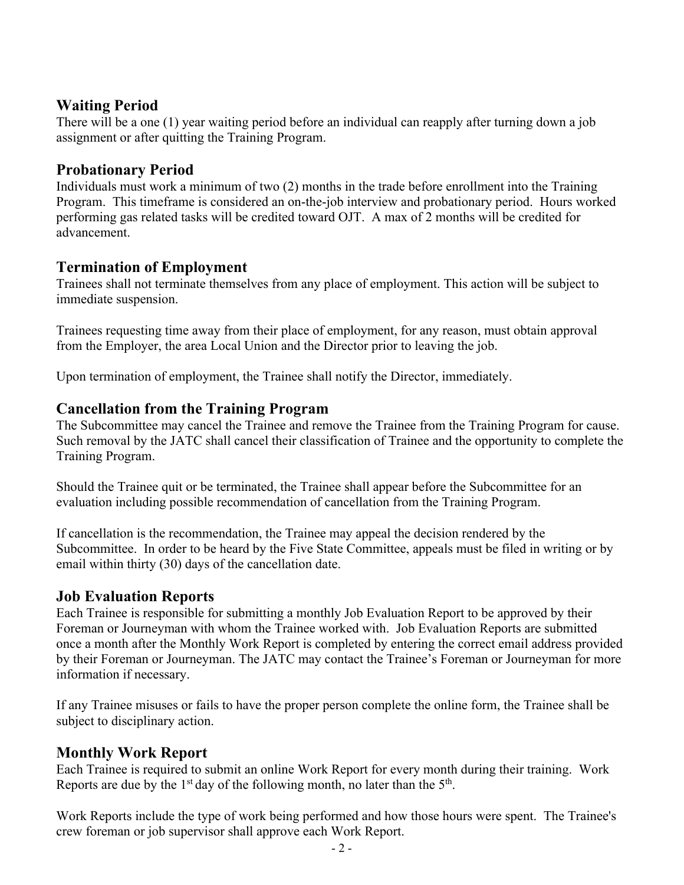## Waiting Period

There will be a one (1) year waiting period before an individual can reapply after turning down a job assignment or after quitting the Training Program.

## Probationary Period

Individuals must work a minimum of two (2) months in the trade before enrollment into the Training Program. This timeframe is considered an on-the-job interview and probationary period. Hours worked performing gas related tasks will be credited toward OJT. A max of 2 months will be credited for advancement.

## Termination of Employment

Trainees shall not terminate themselves from any place of employment. This action will be subject to immediate suspension.

Trainees requesting time away from their place of employment, for any reason, must obtain approval from the Employer, the area Local Union and the Director prior to leaving the job.

Upon termination of employment, the Trainee shall notify the Director, immediately.

## Cancellation from the Training Program

The Subcommittee may cancel the Trainee and remove the Trainee from the Training Program for cause. Such removal by the JATC shall cancel their classification of Trainee and the opportunity to complete the Training Program.

Should the Trainee quit or be terminated, the Trainee shall appear before the Subcommittee for an evaluation including possible recommendation of cancellation from the Training Program.

If cancellation is the recommendation, the Trainee may appeal the decision rendered by the Subcommittee. In order to be heard by the Five State Committee, appeals must be filed in writing or by email within thirty (30) days of the cancellation date.

## Job Evaluation Reports

Each Trainee is responsible for submitting a monthly Job Evaluation Report to be approved by their Foreman or Journeyman with whom the Trainee worked with. Job Evaluation Reports are submitted once a month after the Monthly Work Report is completed by entering the correct email address provided by their Foreman or Journeyman. The JATC may contact the Trainee's Foreman or Journeyman for more information if necessary.

If any Trainee misuses or fails to have the proper person complete the online form, the Trainee shall be subject to disciplinary action.

## Monthly Work Report

Each Trainee is required to submit an online Work Report for every month during their training. Work Reports are due by the 1st day of the following month, no later than the 5th.

Work Reports include the type of work being performed and how those hours were spent. The Trainee's crew foreman or job supervisor shall approve each Work Report.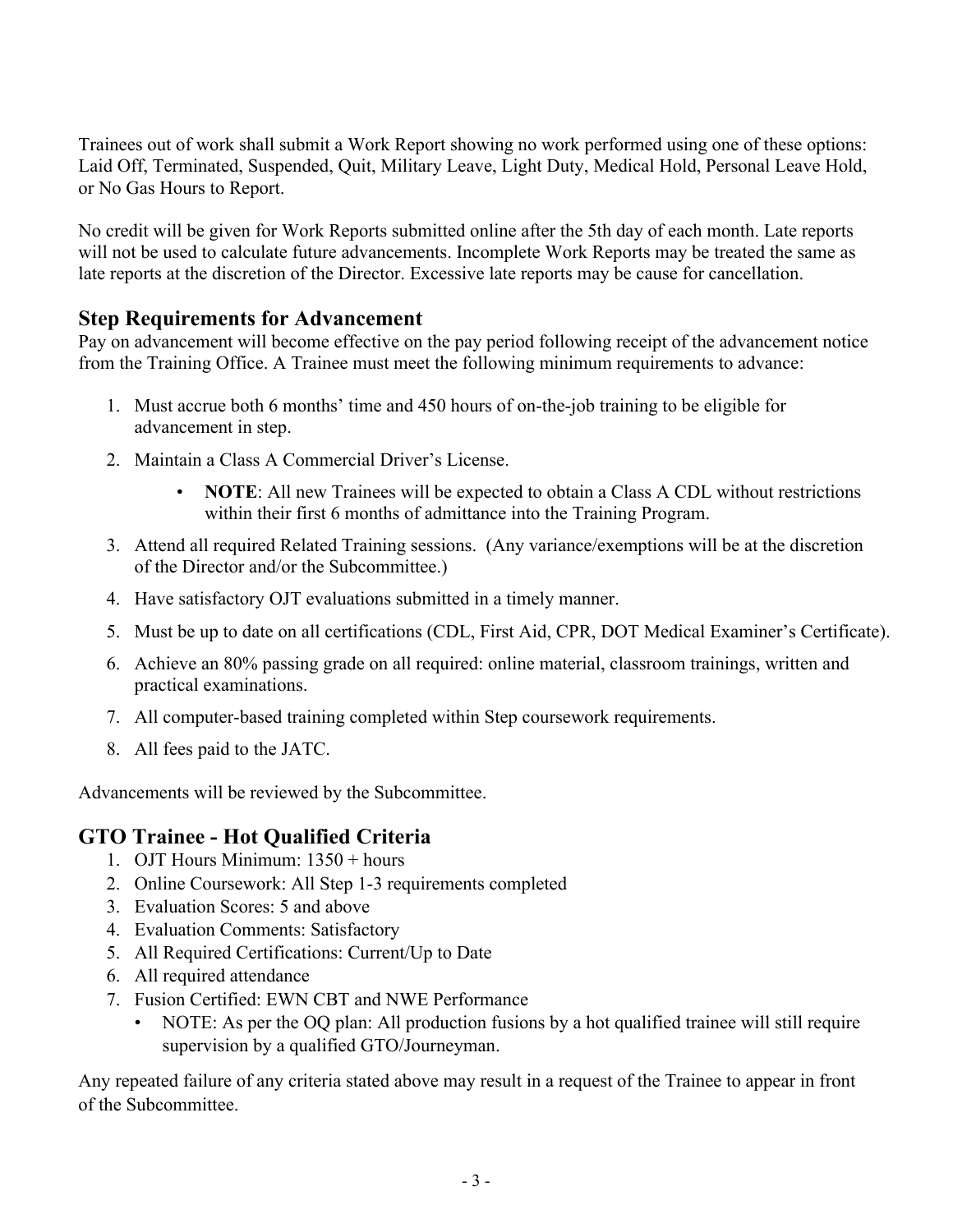Trainees out of work shall submit a Work Report showing no work performed using one of these options: Laid Off, Terminated, Suspended, Quit, Military Leave, Light Duty, Medical Hold, Personal Leave Hold, or No Gas Hours to Report.

No credit will be given for Work Reports submitted online after the 5th day of each month. Late reports will not be used to calculate future advancements. Incomplete Work Reports may be treated the same as late reports at the discretion of the Director. Excessive late reports may be cause for cancellation.

## Step Requirements for Advancement

Pay on advancement will become effective on the pay period following receipt of the advancement notice from the Training Office. A Trainee must meet the following minimum requirements to advance:

1. Must accrue both 6 months' time and 450 hours of on-the-job training to be eligible for advancement in step.
2. Maintain a Class A Commercial Driver's License.
   - **NOTE**: All new Trainees will be expected to obtain a Class A CDL without restrictions within their first 6 months of admittance into the Training Program.
3. Attend all required Related Training sessions. (Any variance/exemptions will be at the discretion of the Director and/or the Subcommittee.)
4. Have satisfactory OJT evaluations submitted in a timely manner.
5. Must be up to date on all certifications (CDL, First Aid, CPR, DOT Medical Examiner's Certificate).
6. Achieve an 80% passing grade on all required: online material, classroom trainings, written and practical examinations.
7. All computer-based training completed within Step coursework requirements.
8. All fees paid to the JATC.

Advancements will be reviewed by the Subcommittee.

## GTO Trainee - Hot Qualified Criteria

1. OJT Hours Minimum: 1350 + hours
2. Online Coursework: All Step 1-3 requirements completed
3. Evaluation Scores: 5 and above
4. Evaluation Comments: Satisfactory
5. All Required Certifications: Current/Up to Date
6. All required attendance
7. Fusion Certified: EWN CBT and NWE Performance
   - NOTE: As per the OQ plan: All production fusions by a hot qualified trainee will still require supervision by a qualified GTO/Journeyman.

Any repeated failure of any criteria stated above may result in a request of the Trainee to appear in front of the Subcommittee.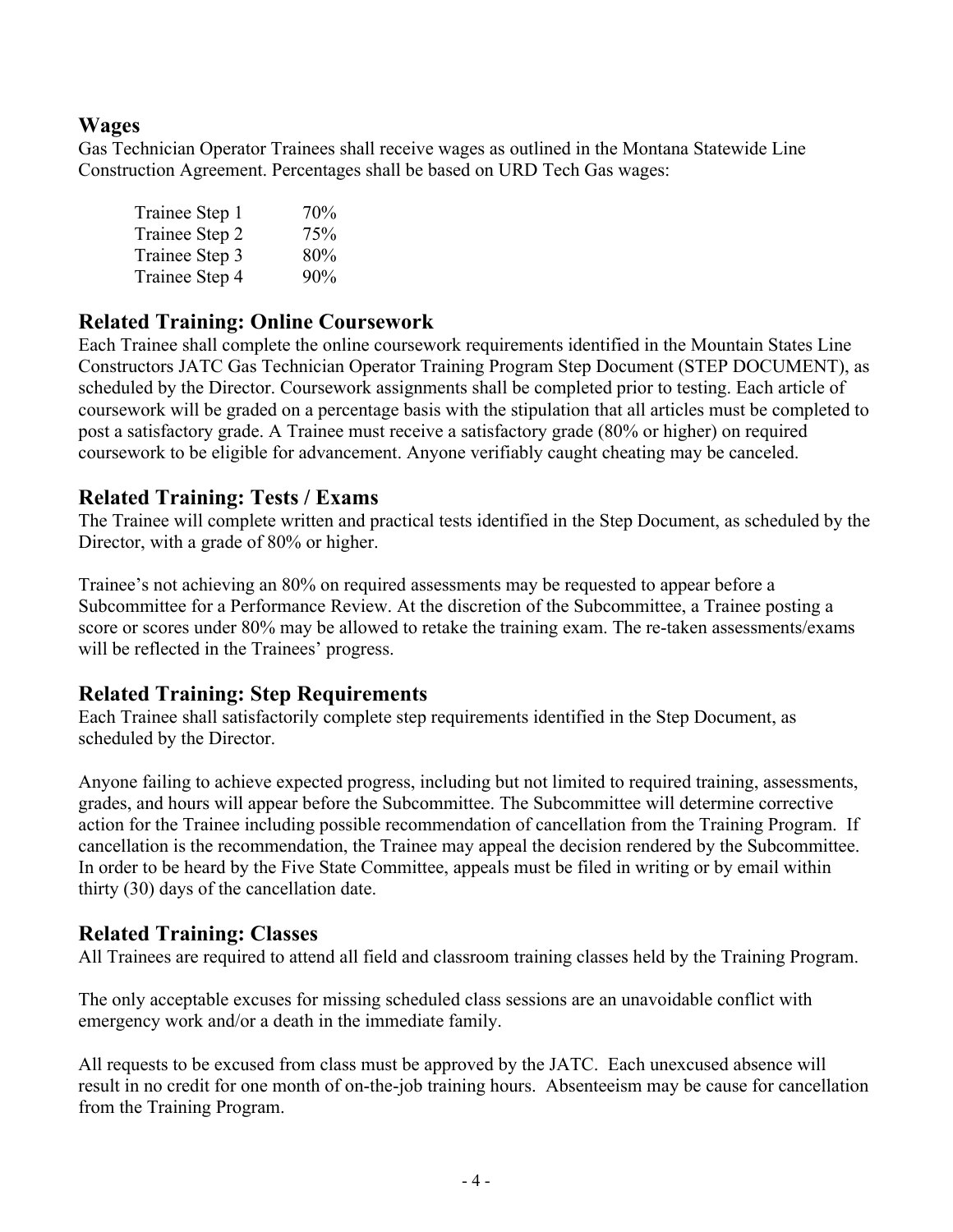## Wages

Gas Technician Operator Trainees shall receive wages as outlined in the Montana Statewide Line Construction Agreement. Percentages shall be based on URD Tech Gas wages:

| | |
|---|---|
| Trainee Step 1 | 70% |
| Trainee Step 2 | 75% |
| Trainee Step 3 | 80% |
| Trainee Step 4 | 90% |

## Related Training: Online Coursework

Each Trainee shall complete the online coursework requirements identified in the Mountain States Line Constructors JATC Gas Technician Operator Training Program Step Document (STEP DOCUMENT), as scheduled by the Director. Coursework assignments shall be completed prior to testing. Each article of coursework will be graded on a percentage basis with the stipulation that all articles must be completed to post a satisfactory grade. A Trainee must receive a satisfactory grade (80% or higher) on required coursework to be eligible for advancement. Anyone verifiably caught cheating may be canceled.

## Related Training: Tests / Exams

The Trainee will complete written and practical tests identified in the Step Document, as scheduled by the Director, with a grade of 80% or higher.

Trainee's not achieving an 80% on required assessments may be requested to appear before a Subcommittee for a Performance Review. At the discretion of the Subcommittee, a Trainee posting a score or scores under 80% may be allowed to retake the training exam. The re-taken assessments/exams will be reflected in the Trainees' progress.

## Related Training: Step Requirements

Each Trainee shall satisfactorily complete step requirements identified in the Step Document, as scheduled by the Director.

Anyone failing to achieve expected progress, including but not limited to required training, assessments, grades, and hours will appear before the Subcommittee. The Subcommittee will determine corrective action for the Trainee including possible recommendation of cancellation from the Training Program. If cancellation is the recommendation, the Trainee may appeal the decision rendered by the Subcommittee. In order to be heard by the Five State Committee, appeals must be filed in writing or by email within thirty (30) days of the cancellation date.

## Related Training: Classes

All Trainees are required to attend all field and classroom training classes held by the Training Program.

The only acceptable excuses for missing scheduled class sessions are an unavoidable conflict with emergency work and/or a death in the immediate family.

All requests to be excused from class must be approved by the JATC. Each unexcused absence will result in no credit for one month of on-the-job training hours. Absenteeism may be cause for cancellation from the Training Program.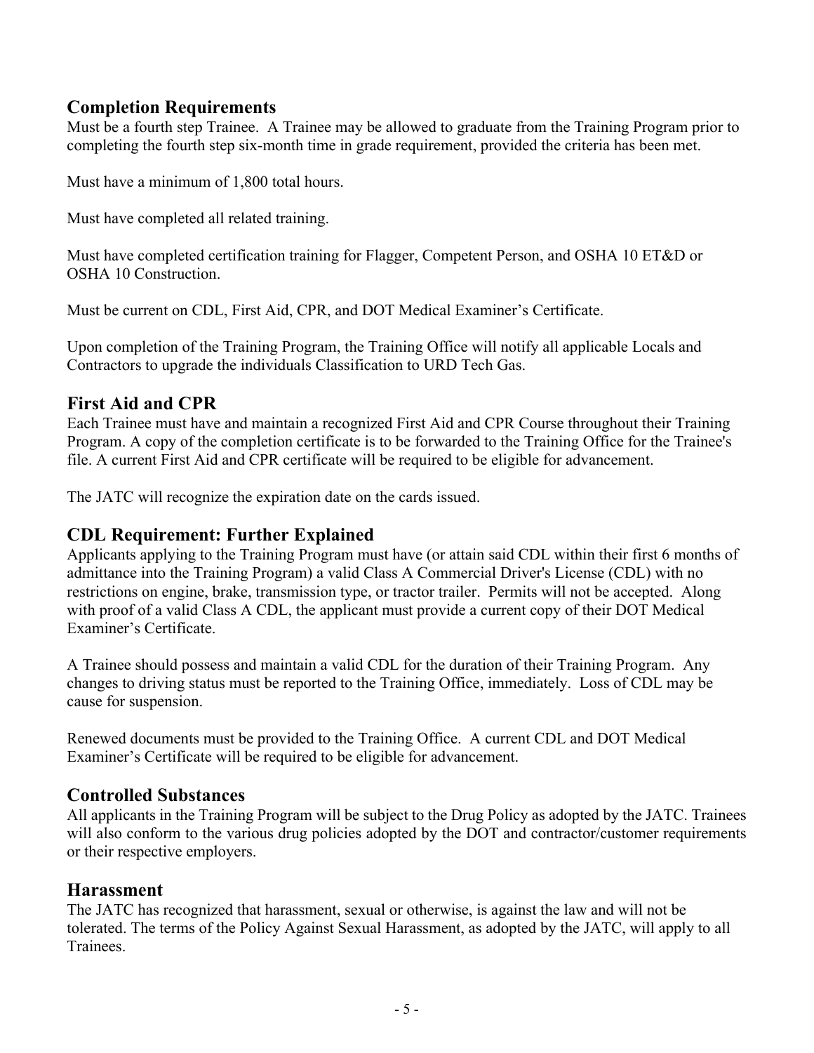## Completion Requirements

Must be a fourth step Trainee. A Trainee may be allowed to graduate from the Training Program prior to completing the fourth step six-month time in grade requirement, provided the criteria has been met.

Must have a minimum of 1,800 total hours.

Must have completed all related training.

Must have completed certification training for Flagger, Competent Person, and OSHA 10 ET&D or OSHA 10 Construction.

Must be current on CDL, First Aid, CPR, and DOT Medical Examiner's Certificate.

Upon completion of the Training Program, the Training Office will notify all applicable Locals and Contractors to upgrade the individuals Classification to URD Tech Gas.

## First Aid and CPR

Each Trainee must have and maintain a recognized First Aid and CPR Course throughout their Training Program. A copy of the completion certificate is to be forwarded to the Training Office for the Trainee's file. A current First Aid and CPR certificate will be required to be eligible for advancement.

The JATC will recognize the expiration date on the cards issued.

## CDL Requirement: Further Explained

Applicants applying to the Training Program must have (or attain said CDL within their first 6 months of admittance into the Training Program) a valid Class A Commercial Driver's License (CDL) with no restrictions on engine, brake, transmission type, or tractor trailer. Permits will not be accepted. Along with proof of a valid Class A CDL, the applicant must provide a current copy of their DOT Medical Examiner's Certificate.

A Trainee should possess and maintain a valid CDL for the duration of their Training Program. Any changes to driving status must be reported to the Training Office, immediately. Loss of CDL may be cause for suspension.

Renewed documents must be provided to the Training Office. A current CDL and DOT Medical Examiner's Certificate will be required to be eligible for advancement.

## Controlled Substances

All applicants in the Training Program will be subject to the Drug Policy as adopted by the JATC. Trainees will also conform to the various drug policies adopted by the DOT and contractor/customer requirements or their respective employers.

## Harassment

The JATC has recognized that harassment, sexual or otherwise, is against the law and will not be tolerated. The terms of the Policy Against Sexual Harassment, as adopted by the JATC, will apply to all Trainees.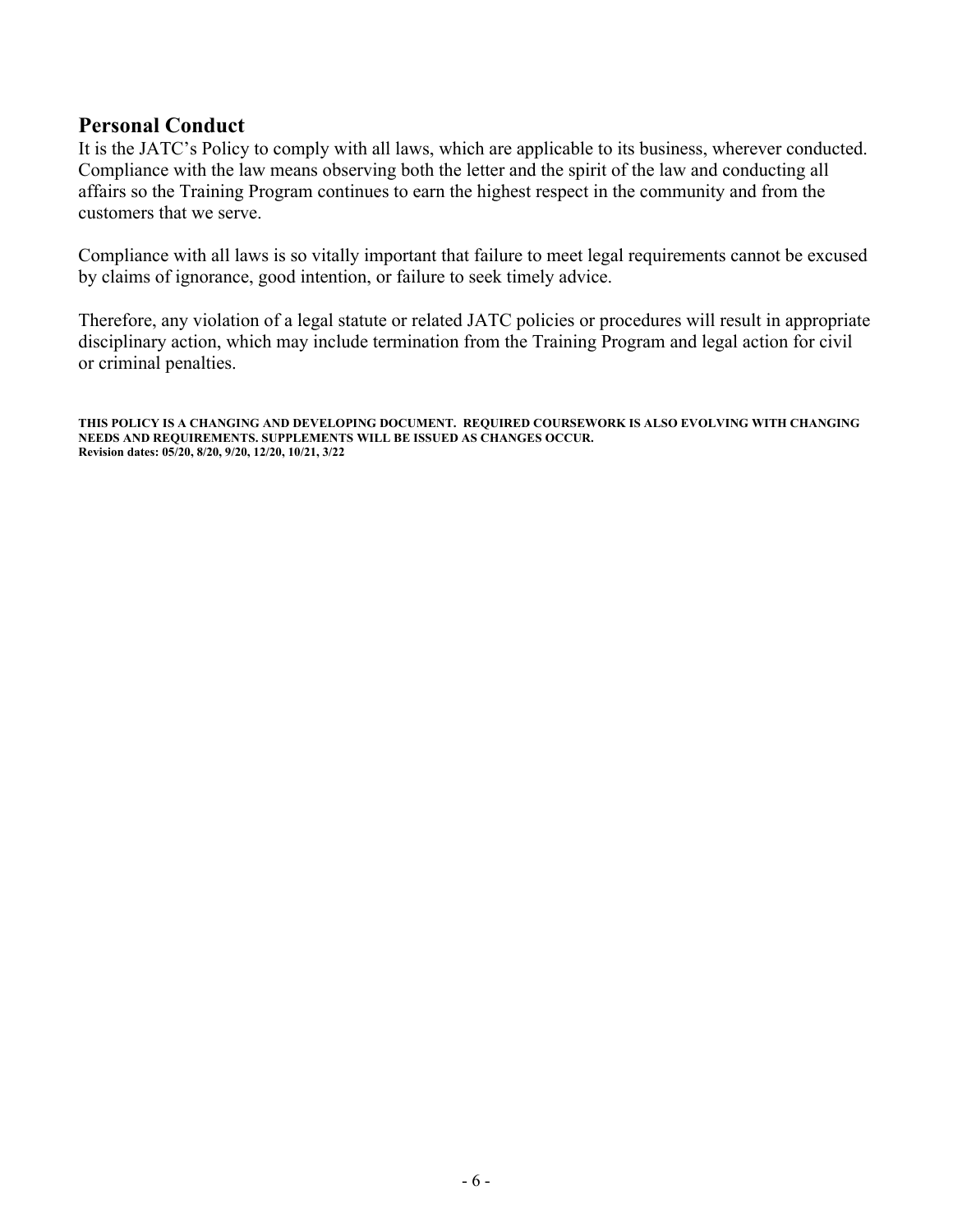## Personal Conduct

It is the JATC's Policy to comply with all laws, which are applicable to its business, wherever conducted. Compliance with the law means observing both the letter and the spirit of the law and conducting all affairs so the Training Program continues to earn the highest respect in the community and from the customers that we serve.

Compliance with all laws is so vitally important that failure to meet legal requirements cannot be excused by claims of ignorance, good intention, or failure to seek timely advice.

Therefore, any violation of a legal statute or related JATC policies or procedures will result in appropriate disciplinary action, which may include termination from the Training Program and legal action for civil or criminal penalties.

**THIS POLICY IS A CHANGING AND DEVELOPING DOCUMENT. REQUIRED COURSEWORK IS ALSO EVOLVING WITH CHANGING NEEDS AND REQUIREMENTS. SUPPLEMENTS WILL BE ISSUED AS CHANGES OCCUR.**
**Revision dates: 05/20, 8/20, 9/20, 12/20, 10/21, 3/22**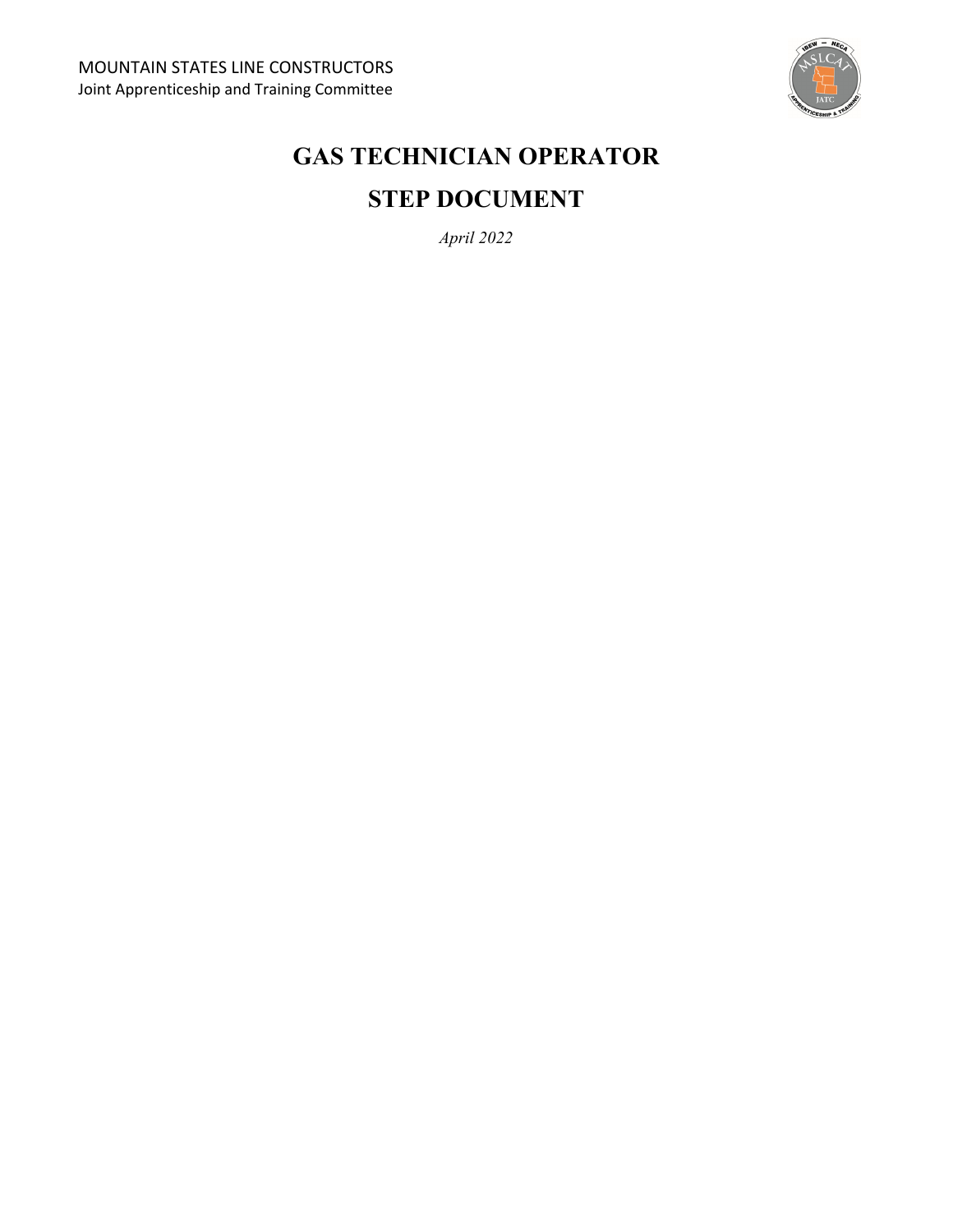MOUNTAIN STATES LINE CONSTRUCTORS
Joint Apprenticeship and Training Committee

# GAS TECHNICIAN OPERATOR

# STEP DOCUMENT

*April 2022*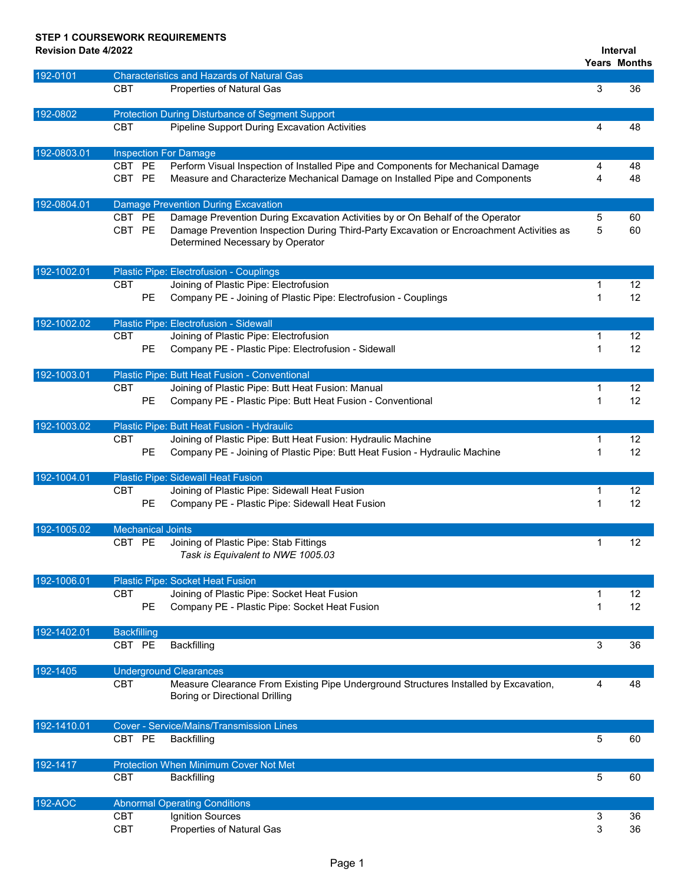**STEP 1 COURSEWORK REQUIREMENTS**
**Revision Date 4/2022**

| Task | Type | | Description | Interval Years | Interval Months |
|---|---|---|---|---|---|
| **192-0101** | **Characteristics and Hazards of Natural Gas** | | | | |
| | CBT | | Properties of Natural Gas | 3 | 36 |
| **192-0802** | **Protection During Disturbance of Segment Support** | | | | |
| | CBT | | Pipeline Support During Excavation Activities | 4 | 48 |
| **192-0803.01** | **Inspection For Damage** | | | | |
| | CBT | PE | Perform Visual Inspection of Installed Pipe and Components for Mechanical Damage | 4 | 48 |
| | CBT | PE | Measure and Characterize Mechanical Damage on Installed Pipe and Components | 4 | 48 |
| **192-0804.01** | **Damage Prevention During Excavation** | | | | |
| | CBT | PE | Damage Prevention During Excavation Activities by or On Behalf of the Operator | 5 | 60 |
| | CBT | PE | Damage Prevention Inspection During Third-Party Excavation or Encroachment Activities as Determined Necessary by Operator | 5 | 60 |
| **192-1002.01** | **Plastic Pipe: Electrofusion - Couplings** | | | | |
| | CBT | | Joining of Plastic Pipe: Electrofusion | 1 | 12 |
| | | PE | Company PE - Joining of Plastic Pipe: Electrofusion - Couplings | 1 | 12 |
| **192-1002.02** | **Plastic Pipe: Electrofusion - Sidewall** | | | | |
| | CBT | | Joining of Plastic Pipe: Electrofusion | 1 | 12 |
| | | PE | Company PE - Plastic Pipe: Electrofusion - Sidewall | 1 | 12 |
| **192-1003.01** | **Plastic Pipe: Butt Heat Fusion - Conventional** | | | | |
| | CBT | | Joining of Plastic Pipe: Butt Heat Fusion: Manual | 1 | 12 |
| | | PE | Company PE - Plastic Pipe: Butt Heat Fusion - Conventional | 1 | 12 |
| **192-1003.02** | **Plastic Pipe: Butt Heat Fusion - Hydraulic** | | | | |
| | CBT | | Joining of Plastic Pipe: Butt Heat Fusion: Hydraulic Machine | 1 | 12 |
| | | PE | Company PE - Joining of Plastic Pipe: Butt Heat Fusion - Hydraulic Machine | 1 | 12 |
| **192-1004.01** | **Plastic Pipe: Sidewall Heat Fusion** | | | | |
| | CBT | | Joining of Plastic Pipe: Sidewall Heat Fusion | 1 | 12 |
| | | PE | Company PE - Plastic Pipe: Sidewall Heat Fusion | 1 | 12 |
| **192-1005.02** | **Mechanical Joints** | | | | |
| | CBT | PE | Joining of Plastic Pipe: Stab Fittings *Task is Equivalent to NWE 1005.03* | 1 | 12 |
| **192-1006.01** | **Plastic Pipe: Socket Heat Fusion** | | | | |
| | CBT | | Joining of Plastic Pipe: Socket Heat Fusion | 1 | 12 |
| | | PE | Company PE - Plastic Pipe: Socket Heat Fusion | 1 | 12 |
| **192-1402.01** | **Backfilling** | | | | |
| | CBT | PE | Backfilling | 3 | 36 |
| **192-1405** | **Underground Clearances** | | | | |
| | CBT | | Measure Clearance From Existing Pipe Underground Structures Installed by Excavation, Boring or Directional Drilling | 4 | 48 |
| **192-1410.01** | **Cover - Service/Mains/Transmission Lines** | | | | |
| | CBT | PE | Backfilling | 5 | 60 |
| **192-1417** | **Protection When Minimum Cover Not Met** | | | | |
| | CBT | | Backfilling | 5 | 60 |
| **192-AOC** | **Abnormal Operating Conditions** | | | | |
| | CBT | | Ignition Sources | 3 | 36 |
| | CBT | | Properties of Natural Gas | 3 | 36 |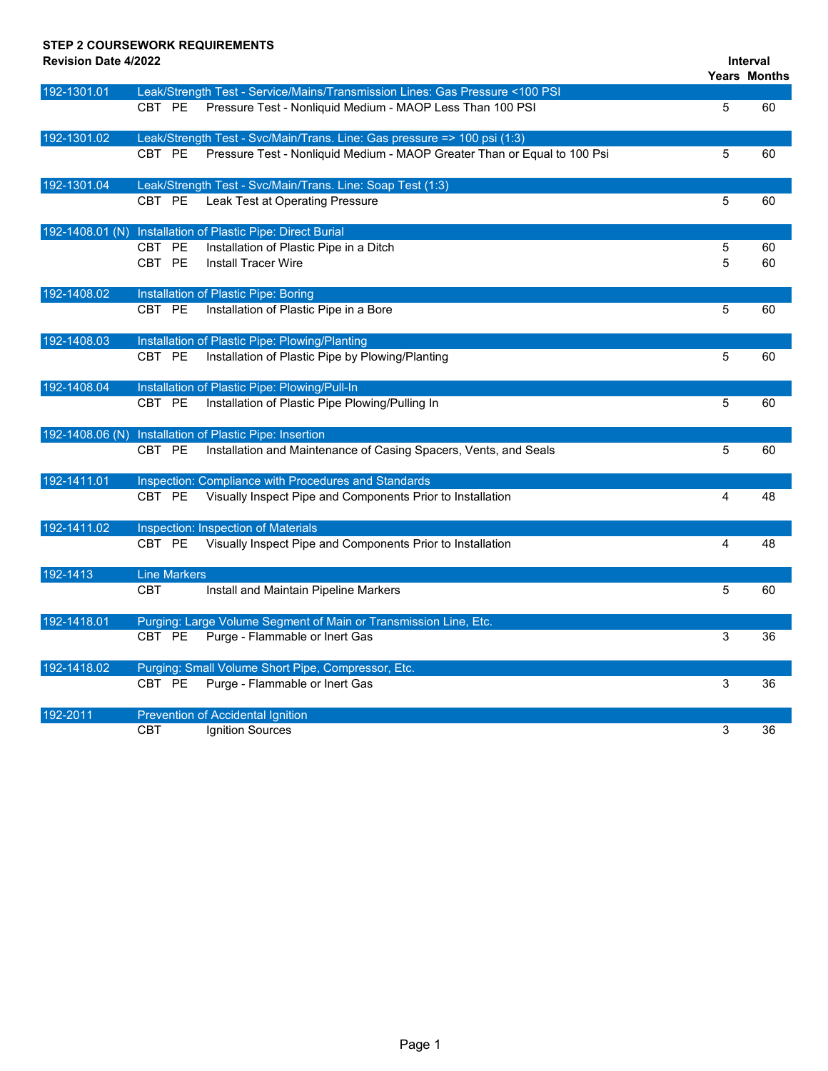**STEP 2 COURSEWORK REQUIREMENTS**
**Revision Date 4/2022**

| Code | Type | | Description | Interval Years | Interval Months |
|---|---|---|---|---|---|
| 192-1301.01 | Leak/Strength Test - Service/Mains/Transmission Lines: Gas Pressure <100 PSI | | | | |
| | CBT | PE | Pressure Test - Nonliquid Medium - MAOP Less Than 100 PSI | 5 | 60 |
| 192-1301.02 | Leak/Strength Test - Svc/Main/Trans. Line: Gas pressure => 100 psi (1:3) | | | | |
| | CBT | PE | Pressure Test - Nonliquid Medium - MAOP Greater Than or Equal to 100 Psi | 5 | 60 |
| 192-1301.04 | Leak/Strength Test - Svc/Main/Trans. Line: Soap Test (1:3) | | | | |
| | CBT | PE | Leak Test at Operating Pressure | 5 | 60 |
| 192-1408.01 (N) | Installation of Plastic Pipe: Direct Burial | | | | |
| | CBT | PE | Installation of Plastic Pipe in a Ditch | 5 | 60 |
| | CBT | PE | Install Tracer Wire | 5 | 60 |
| 192-1408.02 | Installation of Plastic Pipe: Boring | | | | |
| | CBT | PE | Installation of Plastic Pipe in a Bore | 5 | 60 |
| 192-1408.03 | Installation of Plastic Pipe: Plowing/Planting | | | | |
| | CBT | PE | Installation of Plastic Pipe by Plowing/Planting | 5 | 60 |
| 192-1408.04 | Installation of Plastic Pipe: Plowing/Pull-In | | | | |
| | CBT | PE | Installation of Plastic Pipe Plowing/Pulling In | 5 | 60 |
| 192-1408.06 (N) | Installation of Plastic Pipe: Insertion | | | | |
| | CBT | PE | Installation and Maintenance of Casing Spacers, Vents, and Seals | 5 | 60 |
| 192-1411.01 | Inspection: Compliance with Procedures and Standards | | | | |
| | CBT | PE | Visually Inspect Pipe and Components Prior to Installation | 4 | 48 |
| 192-1411.02 | Inspection: Inspection of Materials | | | | |
| | CBT | PE | Visually Inspect Pipe and Components Prior to Installation | 4 | 48 |
| 192-1413 | Line Markers | | | | |
| | CBT | | Install and Maintain Pipeline Markers | 5 | 60 |
| 192-1418.01 | Purging: Large Volume Segment of Main or Transmission Line, Etc. | | | | |
| | CBT | PE | Purge - Flammable or Inert Gas | 3 | 36 |
| 192-1418.02 | Purging: Small Volume Short Pipe, Compressor, Etc. | | | | |
| | CBT | PE | Purge - Flammable or Inert Gas | 3 | 36 |
| 192-2011 | Prevention of Accidental Ignition | | | | |
| | CBT | | Ignition Sources | 3 | 36 |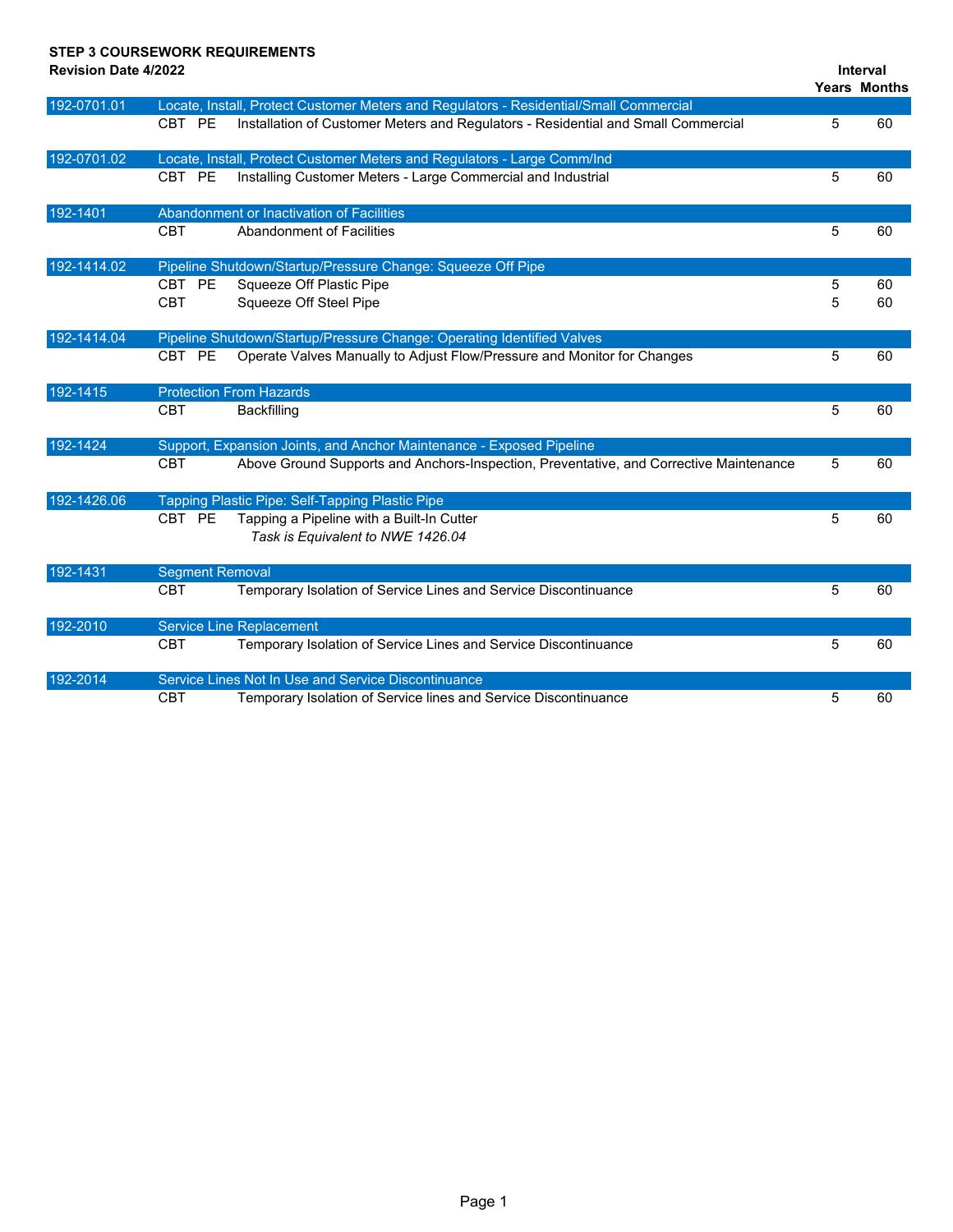**STEP 3 COURSEWORK REQUIREMENTS**
**Revision Date 4/2022**

| | | | | Interval | |
|---|---|---|---|---|---|
| | | | | **Years** | **Months** |
| 192-0701.01 | Locate, Install, Protect Customer Meters and Regulators - Residential/Small Commercial | | | | |
| | CBT | PE | Installation of Customer Meters and Regulators - Residential and Small Commercial | 5 | 60 |
| 192-0701.02 | Locate, Install, Protect Customer Meters and Regulators - Large Comm/Ind | | | | |
| | CBT | PE | Installing Customer Meters - Large Commercial and Industrial | 5 | 60 |
| 192-1401 | Abandonment or Inactivation of Facilities | | | | |
| | CBT | | Abandonment of Facilities | 5 | 60 |
| 192-1414.02 | Pipeline Shutdown/Startup/Pressure Change: Squeeze Off Pipe | | | | |
| | CBT | PE | Squeeze Off Plastic Pipe | 5 | 60 |
| | CBT | | Squeeze Off Steel Pipe | 5 | 60 |
| 192-1414.04 | Pipeline Shutdown/Startup/Pressure Change: Operating Identified Valves | | | | |
| | CBT | PE | Operate Valves Manually to Adjust Flow/Pressure and Monitor for Changes | 5 | 60 |
| 192-1415 | Protection From Hazards | | | | |
| | CBT | | Backfilling | 5 | 60 |
| 192-1424 | Support, Expansion Joints, and Anchor Maintenance - Exposed Pipeline | | | | |
| | CBT | | Above Ground Supports and Anchors-Inspection, Preventative, and Corrective Maintenance | 5 | 60 |
| 192-1426.06 | Tapping Plastic Pipe: Self-Tapping Plastic Pipe | | | | |
| | CBT | PE | Tapping a Pipeline with a Built-In Cutter<br>*Task is Equivalent to NWE 1426.04* | 5 | 60 |
| 192-1431 | Segment Removal | | | | |
| | CBT | | Temporary Isolation of Service Lines and Service Discontinuance | 5 | 60 |
| 192-2010 | Service Line Replacement | | | | |
| | CBT | | Temporary Isolation of Service Lines and Service Discontinuance | 5 | 60 |
| 192-2014 | Service Lines Not In Use and Service Discontinuance | | | | |
| | CBT | | Temporary Isolation of Service lines and Service Discontinuance | 5 | 60 |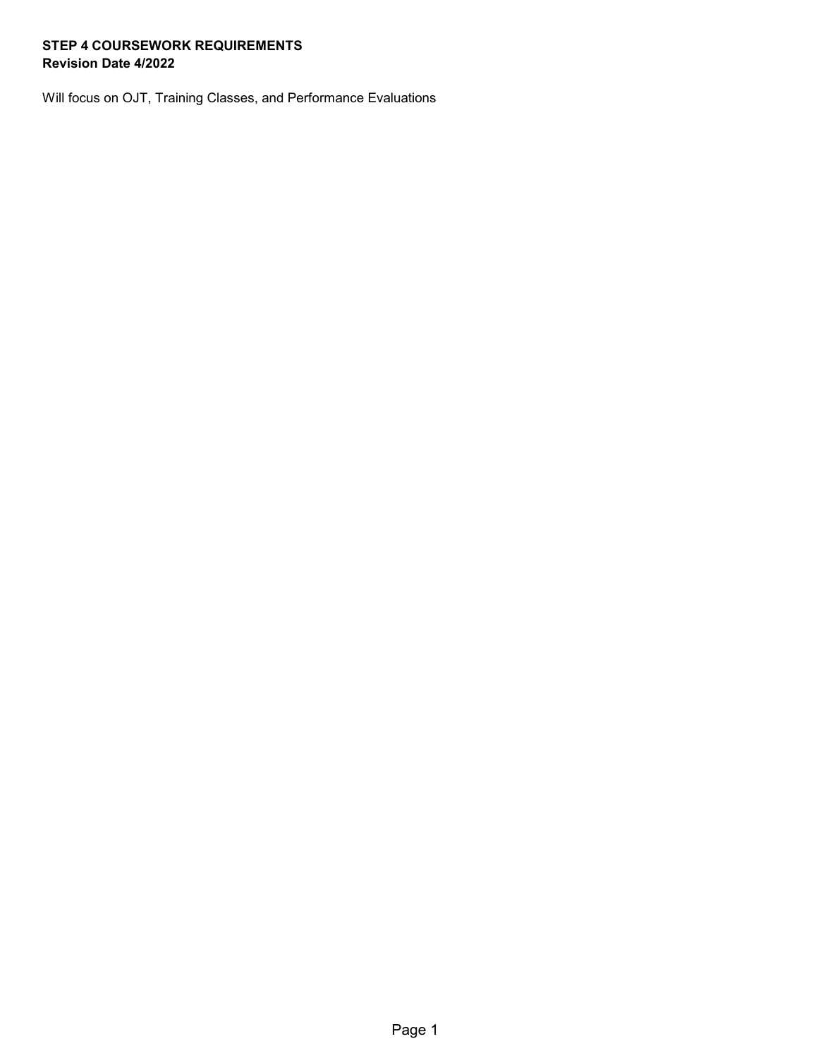**STEP 4 COURSEWORK REQUIREMENTS**
**Revision Date 4/2022**

Will focus on OJT, Training Classes, and Performance Evaluations